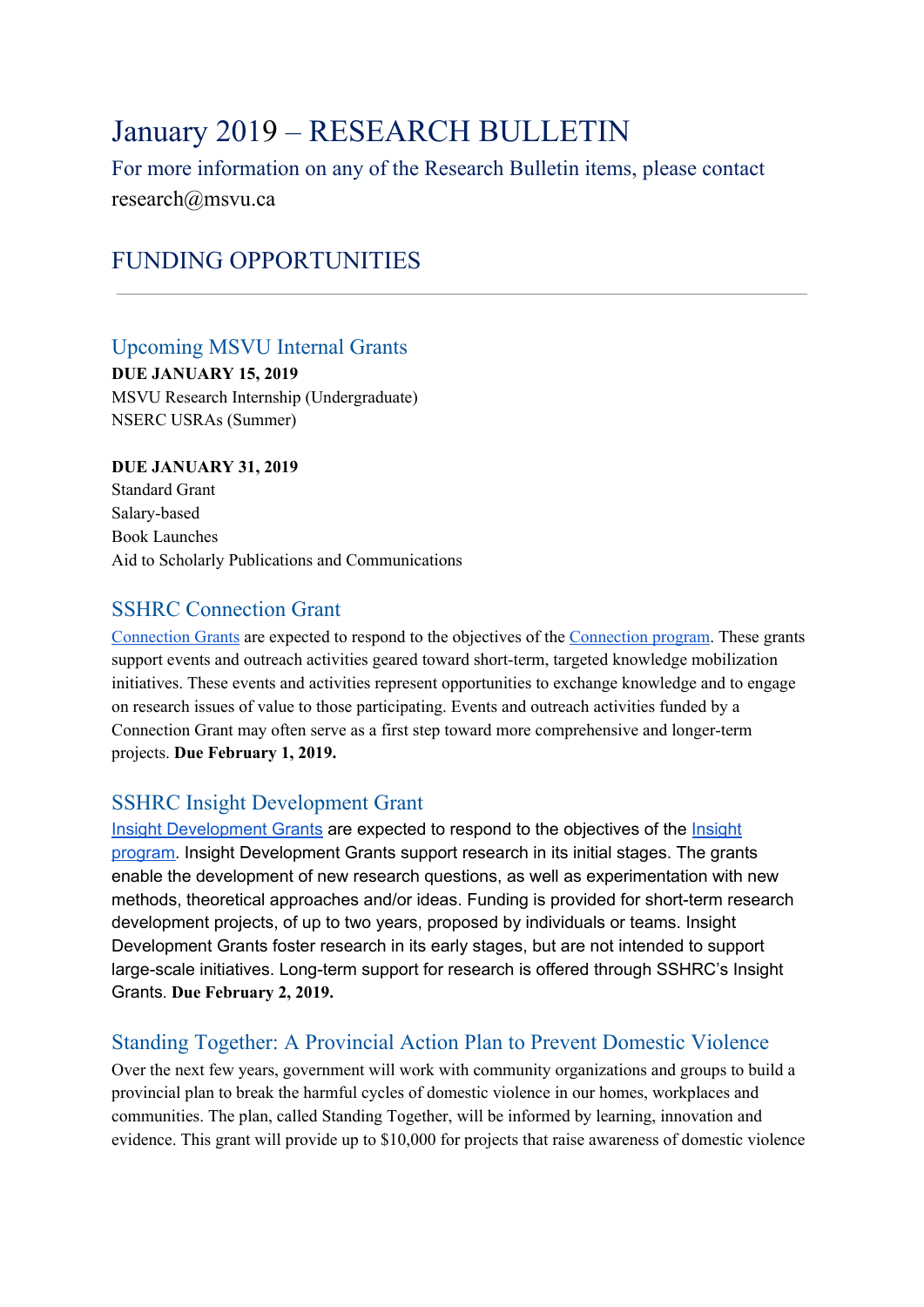# January 2019 – RESEARCH BULLETIN

For more information on any of the Research Bulletin items, please contact research@msvu.ca

## FUNDING OPPORTUNITIES

---

### Upcoming MSVU Internal Grants

**DUE JANUARY 15, 2019**
MSVU Research Internship (Undergraduate)
NSERC USRAs (Summer)

**DUE JANUARY 31, 2019**
Standard Grant
Salary-based
Book Launches
Aid to Scholarly Publications and Communications

### SSHRC Connection Grant

Connection Grants are expected to respond to the objectives of the Connection program. These grants support events and outreach activities geared toward short-term, targeted knowledge mobilization initiatives. These events and activities represent opportunities to exchange knowledge and to engage on research issues of value to those participating. Events and outreach activities funded by a Connection Grant may often serve as a first step toward more comprehensive and longer-term projects. **Due February 1, 2019.**

### SSHRC Insight Development Grant

Insight Development Grants are expected to respond to the objectives of the Insight program. Insight Development Grants support research in its initial stages. The grants enable the development of new research questions, as well as experimentation with new methods, theoretical approaches and/or ideas. Funding is provided for short-term research development projects, of up to two years, proposed by individuals or teams. Insight Development Grants foster research in its early stages, but are not intended to support large-scale initiatives. Long-term support for research is offered through SSHRC's Insight Grants. **Due February 2, 2019.**

### Standing Together: A Provincial Action Plan to Prevent Domestic Violence

Over the next few years, government will work with community organizations and groups to build a provincial plan to break the harmful cycles of domestic violence in our homes, workplaces and communities. The plan, called Standing Together, will be informed by learning, innovation and evidence. This grant will provide up to $10,000 for projects that raise awareness of domestic violence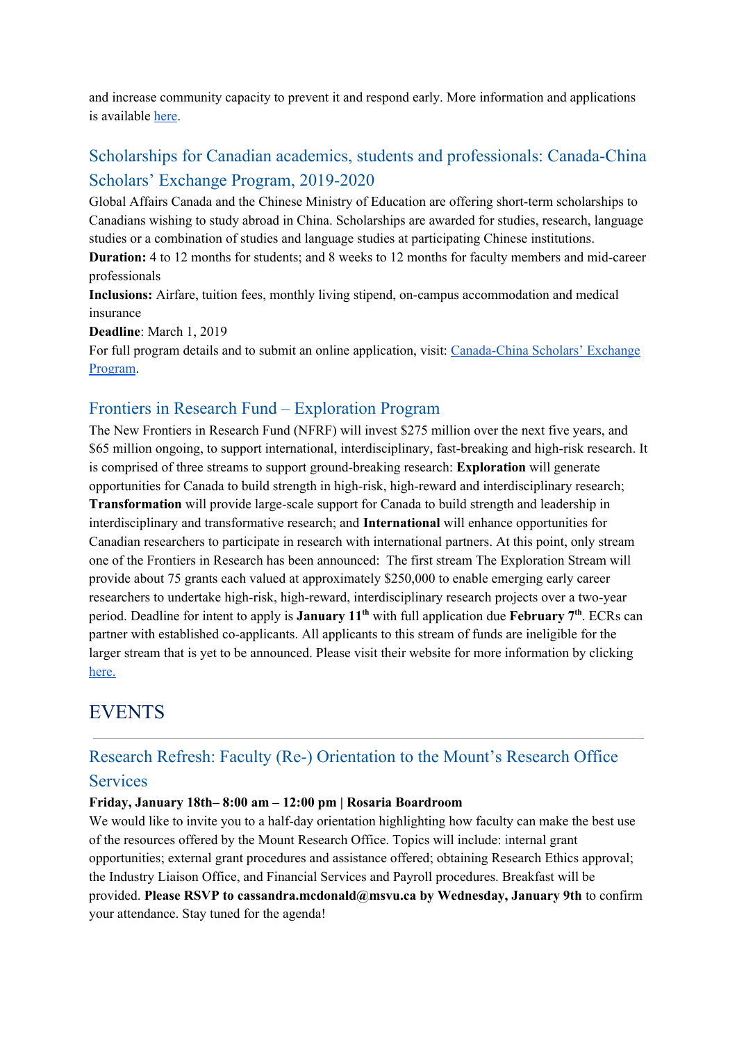and increase community capacity to prevent it and respond early. More information and applications is available here.

## Scholarships for Canadian academics, students and professionals: Canada-China Scholars' Exchange Program, 2019-2020

Global Affairs Canada and the Chinese Ministry of Education are offering short-term scholarships to Canadians wishing to study abroad in China. Scholarships are awarded for studies, research, language studies or a combination of studies and language studies at participating Chinese institutions.
**Duration:** 4 to 12 months for students; and 8 weeks to 12 months for faculty members and mid-career professionals
**Inclusions:** Airfare, tuition fees, monthly living stipend, on-campus accommodation and medical insurance
**Deadline**: March 1, 2019
For full program details and to submit an online application, visit: Canada-China Scholars' Exchange Program.

## Frontiers in Research Fund – Exploration Program

The New Frontiers in Research Fund (NFRF) will invest $275 million over the next five years, and $65 million ongoing, to support international, interdisciplinary, fast-breaking and high-risk research. It is comprised of three streams to support ground-breaking research: **Exploration** will generate opportunities for Canada to build strength in high-risk, high-reward and interdisciplinary research; **Transformation** will provide large-scale support for Canada to build strength and leadership in interdisciplinary and transformative research; and **International** will enhance opportunities for Canadian researchers to participate in research with international partners. At this point, only stream one of the Frontiers in Research has been announced: The first stream The Exploration Stream will provide about 75 grants each valued at approximately $250,000 to enable emerging early career researchers to undertake high-risk, high-reward, interdisciplinary research projects over a two-year period. Deadline for intent to apply is **January 11th** with full application due **February 7th**. ECRs can partner with established co-applicants. All applicants to this stream of funds are ineligible for the larger stream that is yet to be announced. Please visit their website for more information by clicking here.

# EVENTS

---

## Research Refresh: Faculty (Re-) Orientation to the Mount's Research Office Services

**Friday, January 18th– 8:00 am – 12:00 pm | Rosaria Boardroom**
We would like to invite you to a half-day orientation highlighting how faculty can make the best use of the resources offered by the Mount Research Office. Topics will include: internal grant opportunities; external grant procedures and assistance offered; obtaining Research Ethics approval; the Industry Liaison Office, and Financial Services and Payroll procedures. Breakfast will be provided. **Please RSVP to cassandra.mcdonald@msvu.ca by Wednesday, January 9th** to confirm your attendance. Stay tuned for the agenda!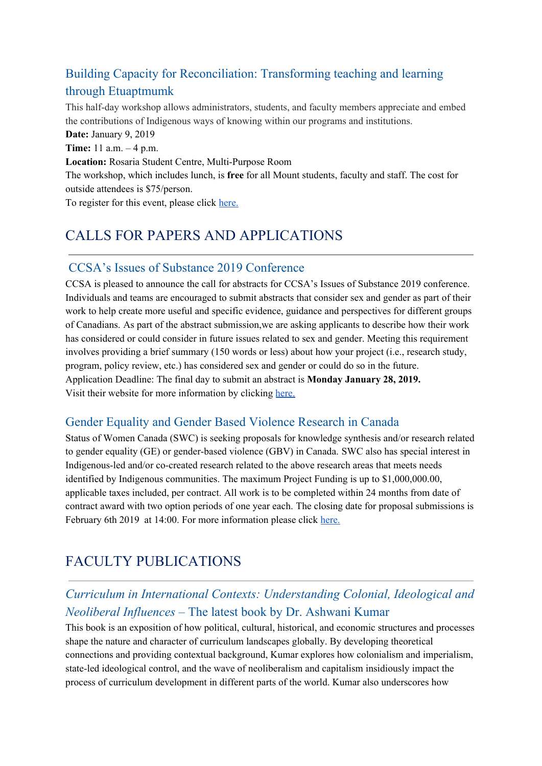### Building Capacity for Reconciliation: Transforming teaching and learning through Etuaptmumk

This half-day workshop allows administrators, students, and faculty members appreciate and embed the contributions of Indigenous ways of knowing within our programs and institutions.

**Date:** January 9, 2019

**Time:** 11 a.m. – 4 p.m.

**Location:** Rosaria Student Centre, Multi-Purpose Room

The workshop, which includes lunch, is **free** for all Mount students, faculty and staff. The cost for outside attendees is $75/person.

To register for this event, please click here.

## CALLS FOR PAPERS AND APPLICATIONS

---

### CCSA's Issues of Substance 2019 Conference

CCSA is pleased to announce the call for abstracts for CCSA's Issues of Substance 2019 conference. Individuals and teams are encouraged to submit abstracts that consider sex and gender as part of their work to help create more useful and specific evidence, guidance and perspectives for different groups of Canadians. As part of the abstract submission,we are asking applicants to describe how their work has considered or could consider in future issues related to sex and gender. Meeting this requirement involves providing a brief summary (150 words or less) about how your project (i.e., research study, program, policy review, etc.) has considered sex and gender or could do so in the future.

Application Deadline: The final day to submit an abstract is **Monday January 28, 2019.**

Visit their website for more information by clicking here.

### Gender Equality and Gender Based Violence Research in Canada

Status of Women Canada (SWC) is seeking proposals for knowledge synthesis and/or research related to gender equality (GE) or gender-based violence (GBV) in Canada. SWC also has special interest in Indigenous-led and/or co-created research related to the above research areas that meets needs identified by Indigenous communities. The maximum Project Funding is up to $1,000,000.00, applicable taxes included, per contract. All work is to be completed within 24 months from date of contract award with two option periods of one year each. The closing date for proposal submissions is February 6th 2019 at 14:00. For more information please click here.

## FACULTY PUBLICATIONS

---

### *Curriculum in International Contexts: Understanding Colonial, Ideological and Neoliberal Influences* – The latest book by Dr. Ashwani Kumar

This book is an exposition of how political, cultural, historical, and economic structures and processes shape the nature and character of curriculum landscapes globally. By developing theoretical connections and providing contextual background, Kumar explores how colonialism and imperialism, state-led ideological control, and the wave of neoliberalism and capitalism insidiously impact the process of curriculum development in different parts of the world. Kumar also underscores how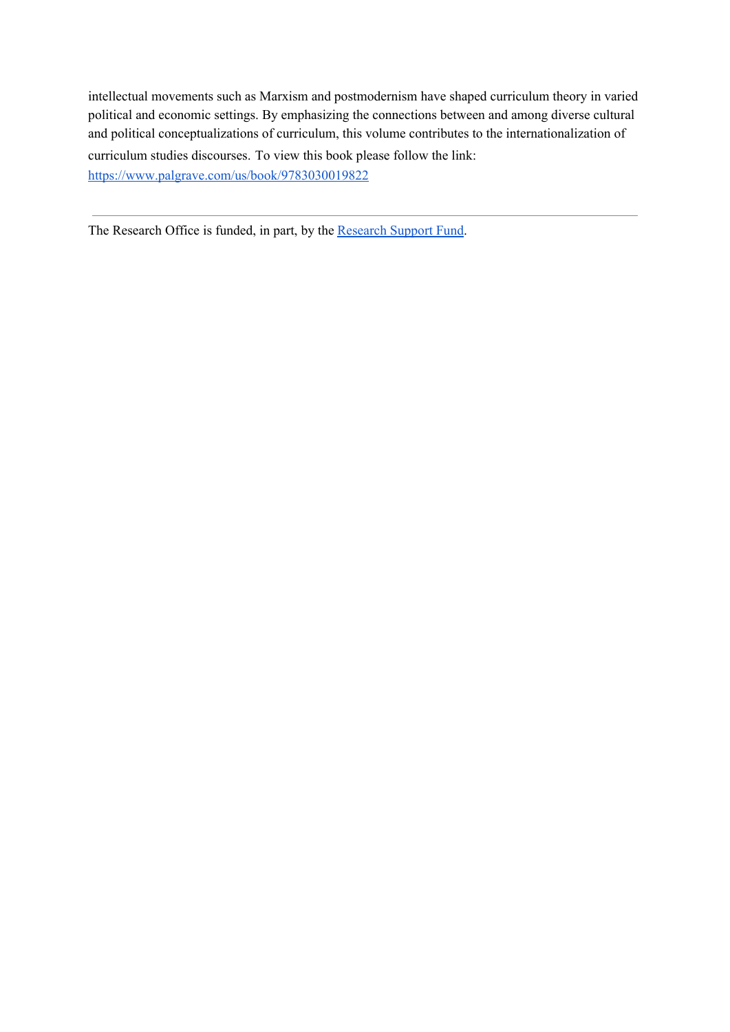intellectual movements such as Marxism and postmodernism have shaped curriculum theory in varied political and economic settings. By emphasizing the connections between and among diverse cultural and political conceptualizations of curriculum, this volume contributes to the internationalization of curriculum studies discourses. To view this book please follow the link: [https://www.palgrave.com/us/book/9783030019822](https://www.palgrave.com/us/book/9783030019822)

---

The Research Office is funded, in part, by the [Research Support Fund](#).